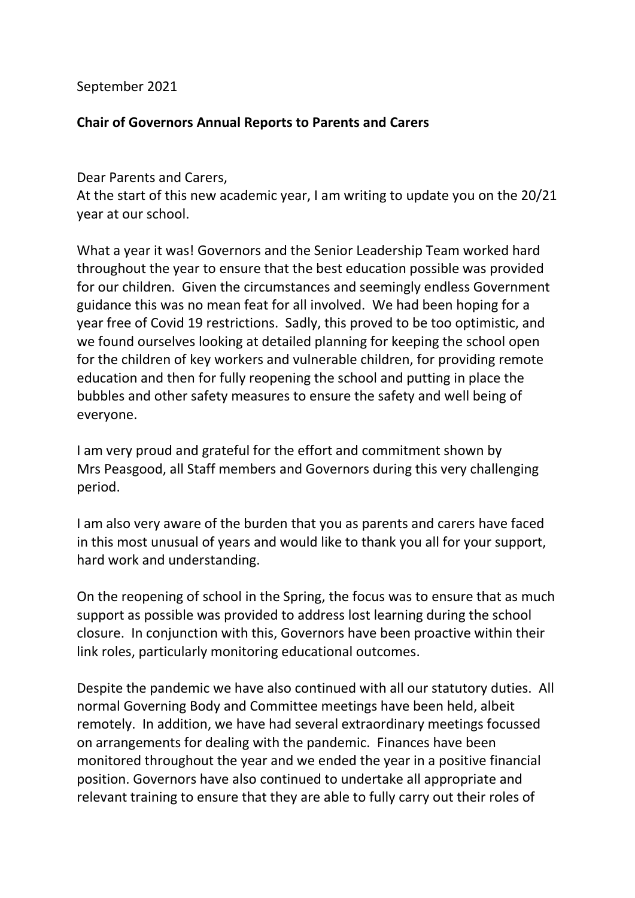September 2021

**Chair of Governors Annual Reports to Parents and Carers**

Dear Parents and Carers,
At the start of this new academic year, I am writing to update you on the 20/21 year at our school.

What a year it was! Governors and the Senior Leadership Team worked hard throughout the year to ensure that the best education possible was provided for our children. Given the circumstances and seemingly endless Government guidance this was no mean feat for all involved. We had been hoping for a year free of Covid 19 restrictions. Sadly, this proved to be too optimistic, and we found ourselves looking at detailed planning for keeping the school open for the children of key workers and vulnerable children, for providing remote education and then for fully reopening the school and putting in place the bubbles and other safety measures to ensure the safety and well being of everyone.

I am very proud and grateful for the effort and commitment shown by Mrs Peasgood, all Staff members and Governors during this very challenging period.

I am also very aware of the burden that you as parents and carers have faced in this most unusual of years and would like to thank you all for your support, hard work and understanding.

On the reopening of school in the Spring, the focus was to ensure that as much support as possible was provided to address lost learning during the school closure. In conjunction with this, Governors have been proactive within their link roles, particularly monitoring educational outcomes.

Despite the pandemic we have also continued with all our statutory duties. All normal Governing Body and Committee meetings have been held, albeit remotely. In addition, we have had several extraordinary meetings focussed on arrangements for dealing with the pandemic. Finances have been monitored throughout the year and we ended the year in a positive financial position. Governors have also continued to undertake all appropriate and relevant training to ensure that they are able to fully carry out their roles of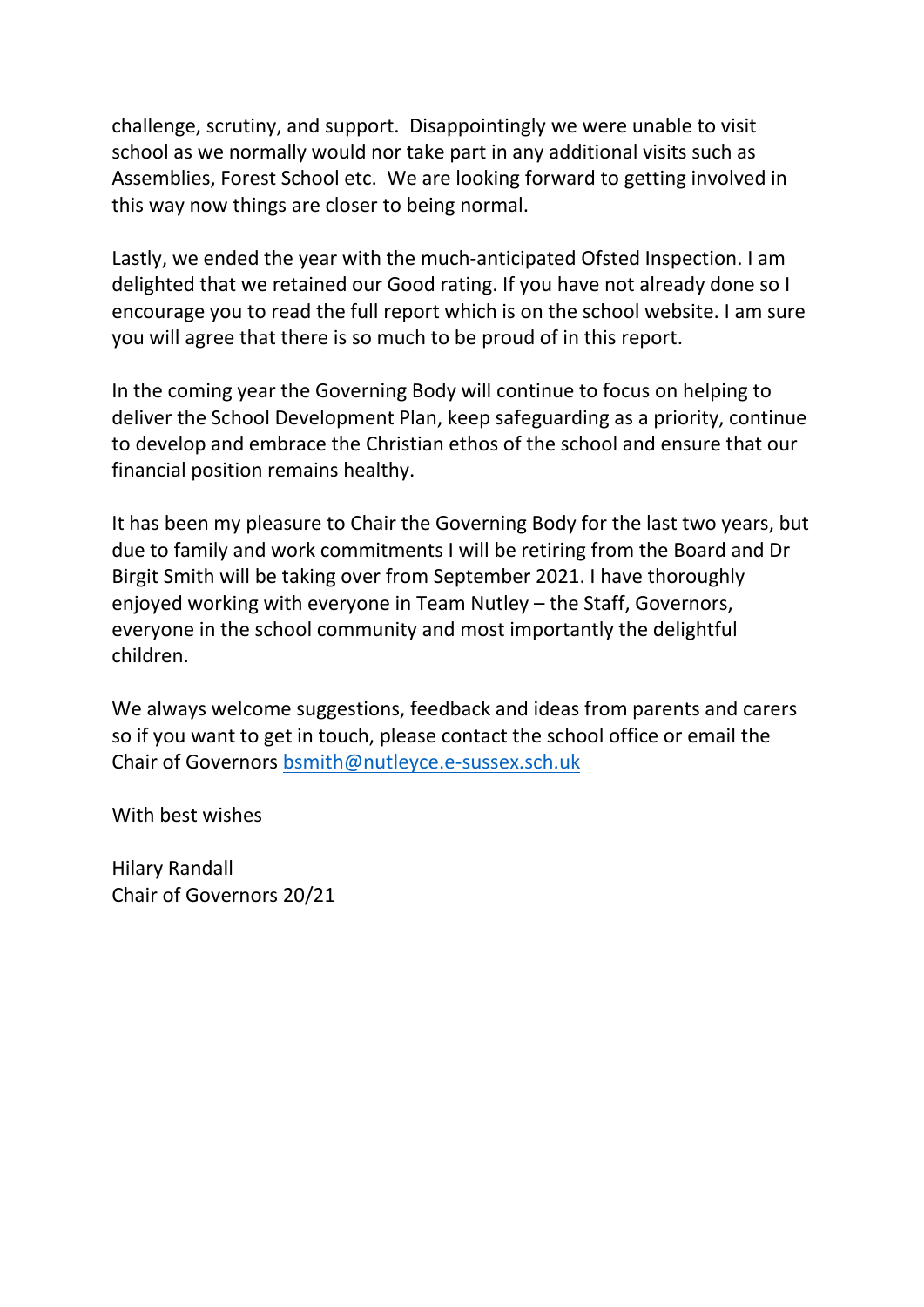challenge, scrutiny, and support.  Disappointingly we were unable to visit school as we normally would nor take part in any additional visits such as Assemblies, Forest School etc.  We are looking forward to getting involved in this way now things are closer to being normal.

Lastly, we ended the year with the much-anticipated Ofsted Inspection. I am delighted that we retained our Good rating. If you have not already done so I encourage you to read the full report which is on the school website. I am sure you will agree that there is so much to be proud of in this report.

In the coming year the Governing Body will continue to focus on helping to deliver the School Development Plan, keep safeguarding as a priority, continue to develop and embrace the Christian ethos of the school and ensure that our financial position remains healthy.

It has been my pleasure to Chair the Governing Body for the last two years, but due to family and work commitments I will be retiring from the Board and Dr Birgit Smith will be taking over from September 2021. I have thoroughly enjoyed working with everyone in Team Nutley – the Staff, Governors, everyone in the school community and most importantly the delightful children.

We always welcome suggestions, feedback and ideas from parents and carers so if you want to get in touch, please contact the school office or email the Chair of Governors bsmith@nutleyce.e-sussex.sch.uk

With best wishes

Hilary Randall
Chair of Governors 20/21